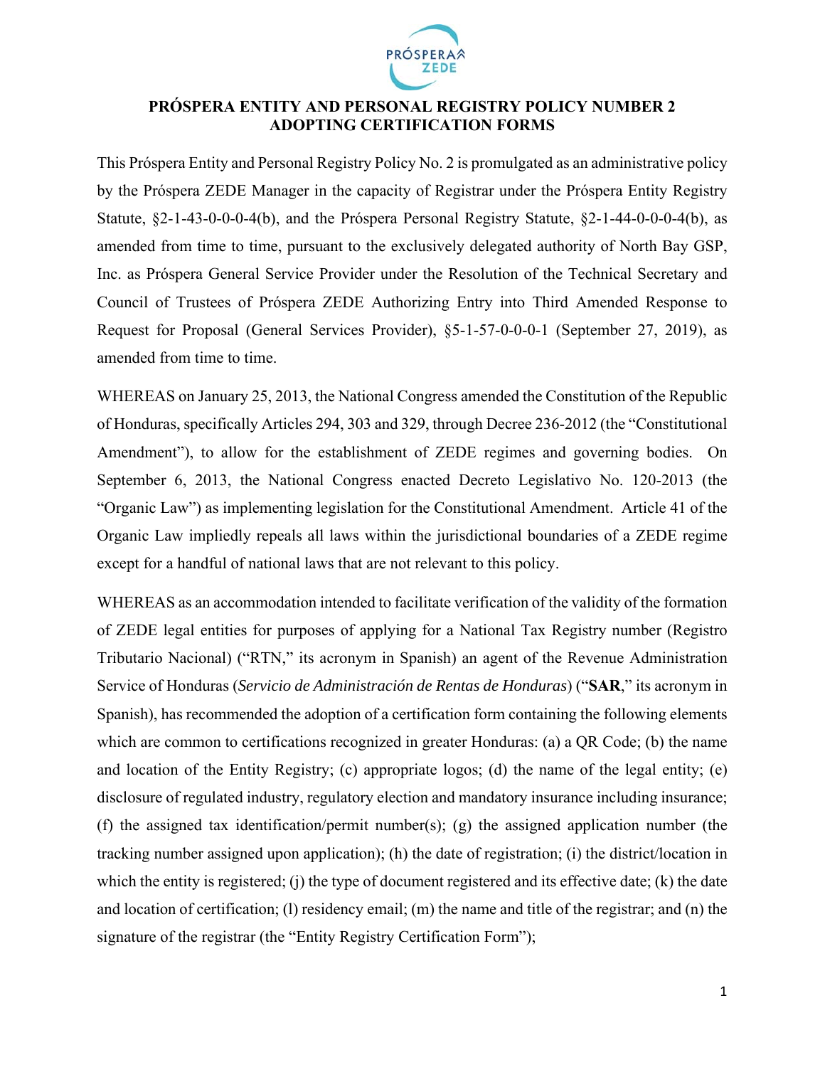# PRÓSPERA ENTITY AND PERSONAL REGISTRY POLICY NUMBER 2 ADOPTING CERTIFICATION FORMS

This Próspera Entity and Personal Registry Policy No. 2 is promulgated as an administrative policy by the Próspera ZEDE Manager in the capacity of Registrar under the Próspera Entity Registry Statute, §2-1-43-0-0-0-4(b), and the Próspera Personal Registry Statute, §2-1-44-0-0-0-4(b), as amended from time to time, pursuant to the exclusively delegated authority of North Bay GSP, Inc. as Próspera General Service Provider under the Resolution of the Technical Secretary and Council of Trustees of Próspera ZEDE Authorizing Entry into Third Amended Response to Request for Proposal (General Services Provider), §5-1-57-0-0-0-1 (September 27, 2019), as amended from time to time.

WHEREAS on January 25, 2013, the National Congress amended the Constitution of the Republic of Honduras, specifically Articles 294, 303 and 329, through Decree 236-2012 (the "Constitutional Amendment"), to allow for the establishment of ZEDE regimes and governing bodies. On September 6, 2013, the National Congress enacted Decreto Legislativo No. 120-2013 (the "Organic Law") as implementing legislation for the Constitutional Amendment. Article 41 of the Organic Law impliedly repeals all laws within the jurisdictional boundaries of a ZEDE regime except for a handful of national laws that are not relevant to this policy.

WHEREAS as an accommodation intended to facilitate verification of the validity of the formation of ZEDE legal entities for purposes of applying for a National Tax Registry number (Registro Tributario Nacional) ("RTN," its acronym in Spanish) an agent of the Revenue Administration Service of Honduras (*Servicio de Administración de Rentas de Honduras*) ("**SAR**," its acronym in Spanish), has recommended the adoption of a certification form containing the following elements which are common to certifications recognized in greater Honduras: (a) a QR Code; (b) the name and location of the Entity Registry; (c) appropriate logos; (d) the name of the legal entity; (e) disclosure of regulated industry, regulatory election and mandatory insurance including insurance; (f) the assigned tax identification/permit number(s); (g) the assigned application number (the tracking number assigned upon application); (h) the date of registration; (i) the district/location in which the entity is registered; (j) the type of document registered and its effective date; (k) the date and location of certification; (l) residency email; (m) the name and title of the registrar; and (n) the signature of the registrar (the "Entity Registry Certification Form");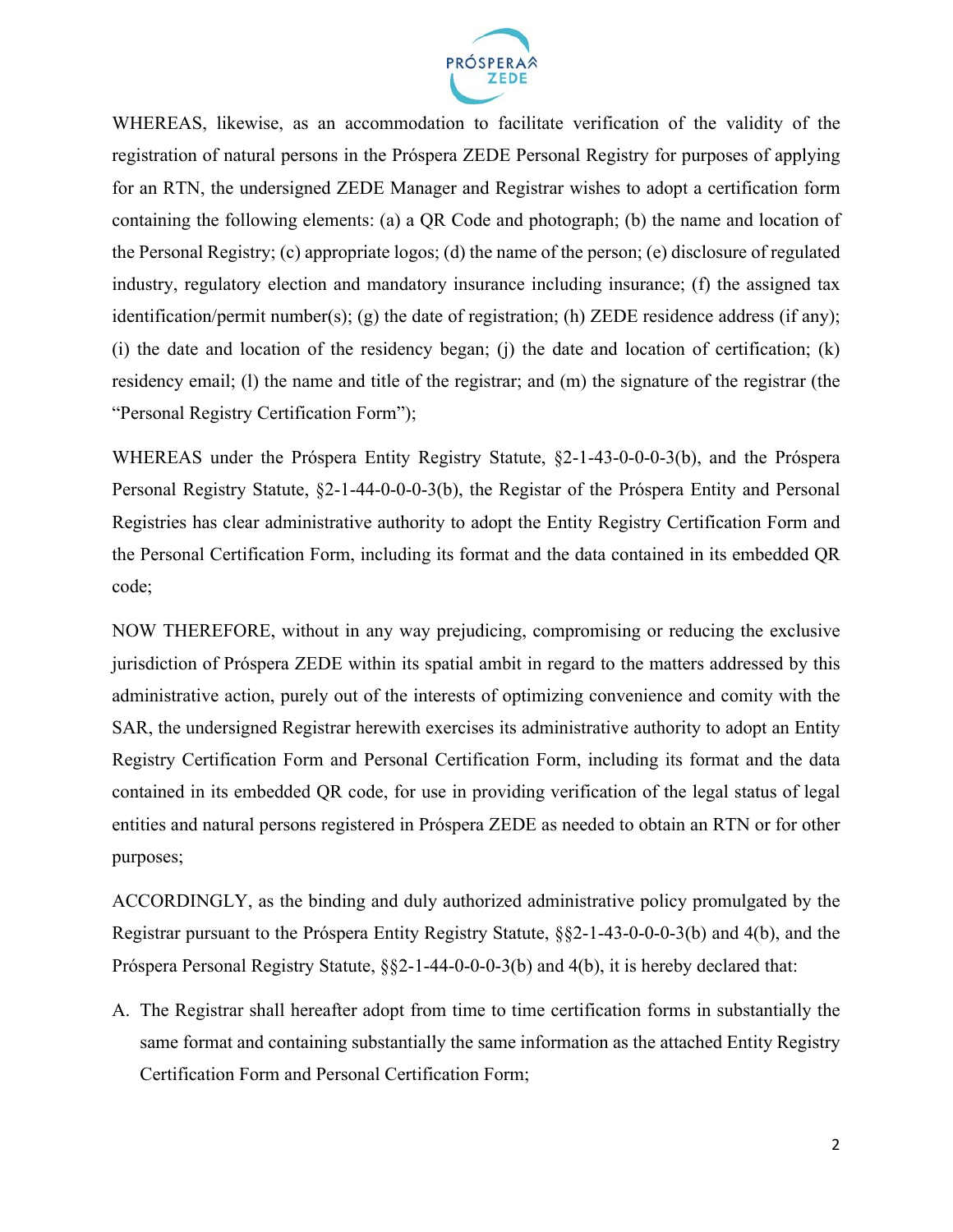WHEREAS, likewise, as an accommodation to facilitate verification of the validity of the registration of natural persons in the Próspera ZEDE Personal Registry for purposes of applying for an RTN, the undersigned ZEDE Manager and Registrar wishes to adopt a certification form containing the following elements: (a) a QR Code and photograph; (b) the name and location of the Personal Registry; (c) appropriate logos; (d) the name of the person; (e) disclosure of regulated industry, regulatory election and mandatory insurance including insurance; (f) the assigned tax identification/permit number(s); (g) the date of registration; (h) ZEDE residence address (if any); (i) the date and location of the residency began; (j) the date and location of certification; (k) residency email; (l) the name and title of the registrar; and (m) the signature of the registrar (the "Personal Registry Certification Form");

WHEREAS under the Próspera Entity Registry Statute, §2-1-43-0-0-0-3(b), and the Próspera Personal Registry Statute, §2-1-44-0-0-0-3(b), the Registar of the Próspera Entity and Personal Registries has clear administrative authority to adopt the Entity Registry Certification Form and the Personal Certification Form, including its format and the data contained in its embedded QR code;

NOW THEREFORE, without in any way prejudicing, compromising or reducing the exclusive jurisdiction of Próspera ZEDE within its spatial ambit in regard to the matters addressed by this administrative action, purely out of the interests of optimizing convenience and comity with the SAR, the undersigned Registrar herewith exercises its administrative authority to adopt an Entity Registry Certification Form and Personal Certification Form, including its format and the data contained in its embedded QR code, for use in providing verification of the legal status of legal entities and natural persons registered in Próspera ZEDE as needed to obtain an RTN or for other purposes;

ACCORDINGLY, as the binding and duly authorized administrative policy promulgated by the Registrar pursuant to the Próspera Entity Registry Statute, §§2-1-43-0-0-0-3(b) and 4(b), and the Próspera Personal Registry Statute, §§2-1-44-0-0-0-3(b) and 4(b), it is hereby declared that:

A. The Registrar shall hereafter adopt from time to time certification forms in substantially the same format and containing substantially the same information as the attached Entity Registry Certification Form and Personal Certification Form;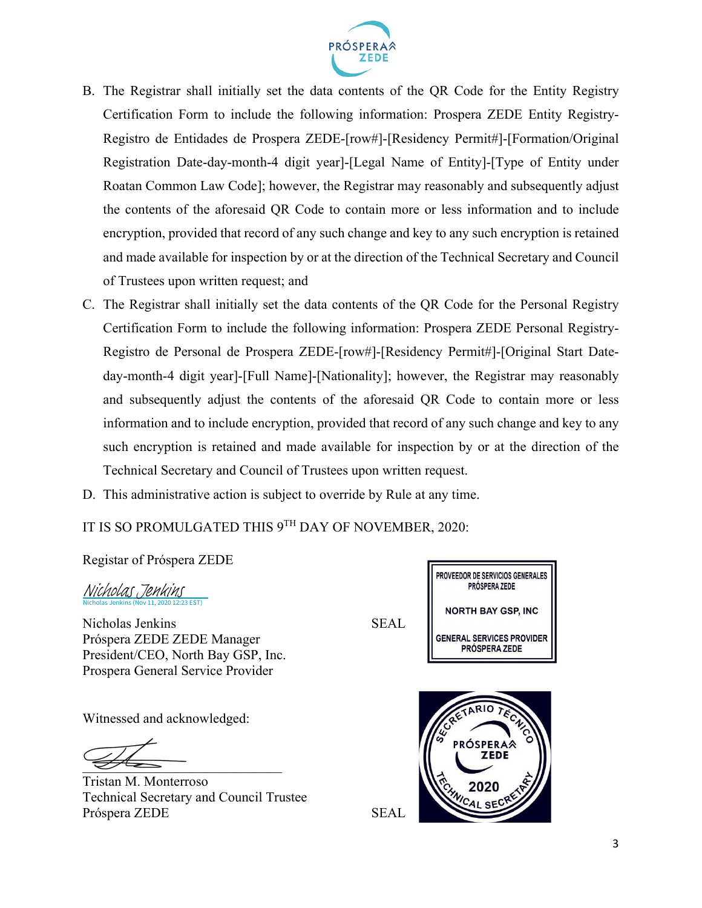B. The Registrar shall initially set the data contents of the QR Code for the Entity Registry Certification Form to include the following information: Prospera ZEDE Entity Registry-Registro de Entidades de Prospera ZEDE-[row#]-[Residency Permit#]-[Formation/Original Registration Date-day-month-4 digit year]-[Legal Name of Entity]-[Type of Entity under Roatan Common Law Code]; however, the Registrar may reasonably and subsequently adjust the contents of the aforesaid QR Code to contain more or less information and to include encryption, provided that record of any such change and key to any such encryption is retained and made available for inspection by or at the direction of the Technical Secretary and Council of Trustees upon written request; and

C. The Registrar shall initially set the data contents of the QR Code for the Personal Registry Certification Form to include the following information: Prospera ZEDE Personal Registry-Registro de Personal de Prospera ZEDE-[row#]-[Residency Permit#]-[Original Start Date-day-month-4 digit year]-[Full Name]-[Nationality]; however, the Registrar may reasonably and subsequently adjust the contents of the aforesaid QR Code to contain more or less information and to include encryption, provided that record of any such change and key to any such encryption is retained and made available for inspection by or at the direction of the Technical Secretary and Council of Trustees upon written request.

D. This administrative action is subject to override by Rule at any time.

IT IS SO PROMULGATED THIS 9TH DAY OF NOVEMBER, 2020:

Registar of Próspera ZEDE

*Nicholas Jenkins*
Nicholas Jenkins (Nov 11, 2020 12:23 EST)

Nicholas Jenkins
Próspera ZEDE ZEDE Manager
President/CEO, North Bay GSP, Inc.
Prospera General Service Provider

SEAL

PROVEEDOR DE SERVICIOS GENERALES
PRÓSPERA ZEDE
NORTH BAY GSP, INC
GENERAL SERVICES PROVIDER
PRÓSPERA ZEDE

Witnessed and acknowledged:

Tristan M. Monterroso
Technical Secretary and Council Trustee
Próspera ZEDE

SEAL

SECRETARIO TÉCNICO
PRÓSPERA ZEDE
2020
TECHNICAL SECRETARY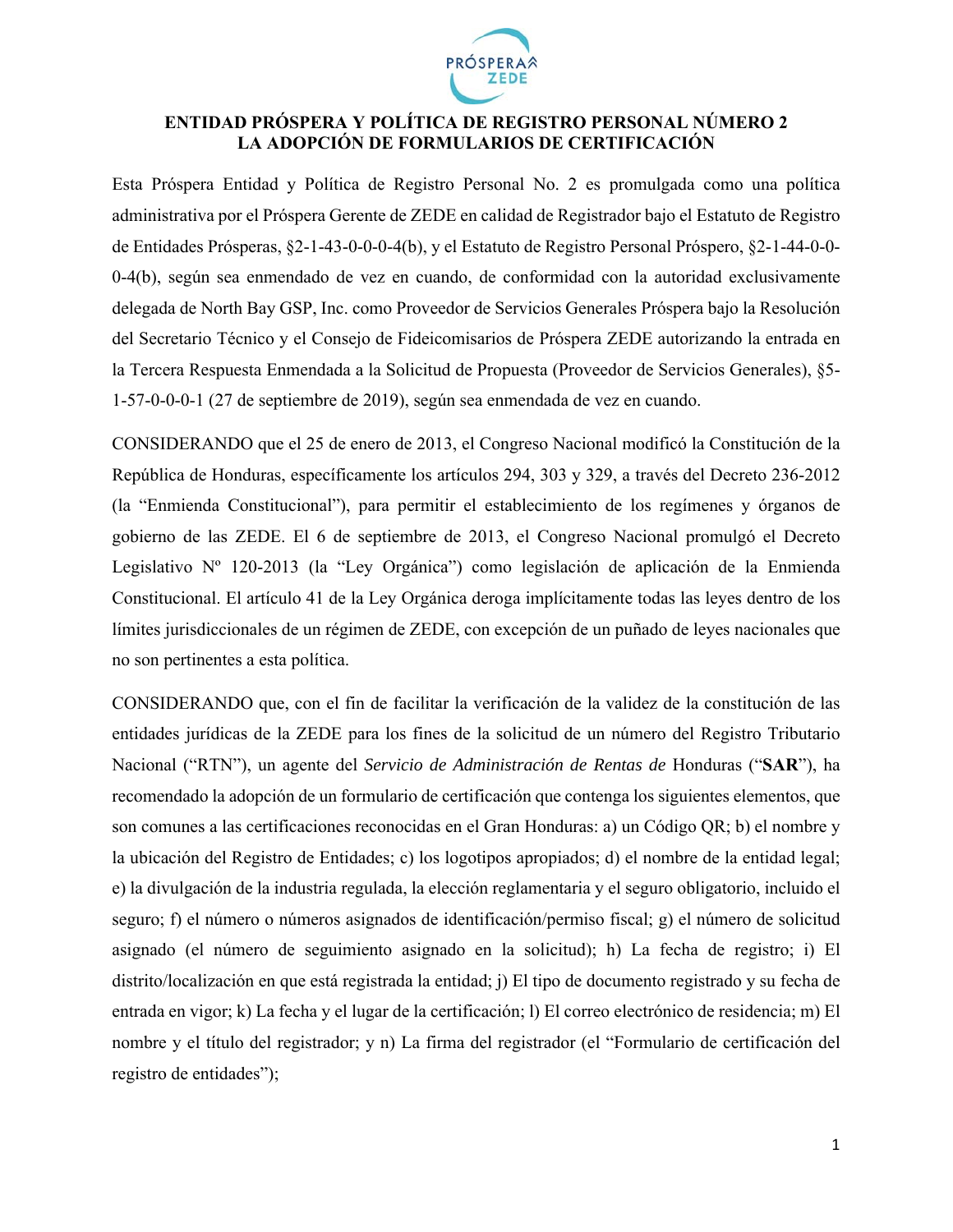# ENTIDAD PRÓSPERA Y POLÍTICA DE REGISTRO PERSONAL NÚMERO 2
# LA ADOPCIÓN DE FORMULARIOS DE CERTIFICACIÓN

Esta Próspera Entidad y Política de Registro Personal No. 2 es promulgada como una política administrativa por el Próspera Gerente de ZEDE en calidad de Registrador bajo el Estatuto de Registro de Entidades Prósperas, §2-1-43-0-0-0-4(b), y el Estatuto de Registro Personal Próspero, §2-1-44-0-0-0-4(b), según sea enmendado de vez en cuando, de conformidad con la autoridad exclusivamente delegada de North Bay GSP, Inc. como Proveedor de Servicios Generales Próspera bajo la Resolución del Secretario Técnico y el Consejo de Fideicomisarios de Próspera ZEDE autorizando la entrada en la Tercera Respuesta Enmendada a la Solicitud de Propuesta (Proveedor de Servicios Generales), §5-1-57-0-0-0-1 (27 de septiembre de 2019), según sea enmendada de vez en cuando.

CONSIDERANDO que el 25 de enero de 2013, el Congreso Nacional modificó la Constitución de la República de Honduras, específicamente los artículos 294, 303 y 329, a través del Decreto 236-2012 (la "Enmienda Constitucional"), para permitir el establecimiento de los regímenes y órganos de gobierno de las ZEDE. El 6 de septiembre de 2013, el Congreso Nacional promulgó el Decreto Legislativo Nº 120-2013 (la "Ley Orgánica") como legislación de aplicación de la Enmienda Constitucional. El artículo 41 de la Ley Orgánica deroga implícitamente todas las leyes dentro de los límites jurisdiccionales de un régimen de ZEDE, con excepción de un puñado de leyes nacionales que no son pertinentes a esta política.

CONSIDERANDO que, con el fin de facilitar la verificación de la validez de la constitución de las entidades jurídicas de la ZEDE para los fines de la solicitud de un número del Registro Tributario Nacional ("RTN"), un agente del *Servicio de Administración de Rentas de* Honduras ("**SAR**"), ha recomendado la adopción de un formulario de certificación que contenga los siguientes elementos, que son comunes a las certificaciones reconocidas en el Gran Honduras: a) un Código QR; b) el nombre y la ubicación del Registro de Entidades; c) los logotipos apropiados; d) el nombre de la entidad legal; e) la divulgación de la industria regulada, la elección reglamentaria y el seguro obligatorio, incluido el seguro; f) el número o números asignados de identificación/permiso fiscal; g) el número de solicitud asignado (el número de seguimiento asignado en la solicitud); h) La fecha de registro; i) El distrito/localización en que está registrada la entidad; j) El tipo de documento registrado y su fecha de entrada en vigor; k) La fecha y el lugar de la certificación; l) El correo electrónico de residencia; m) El nombre y el título del registrador; y n) La firma del registrador (el "Formulario de certificación del registro de entidades");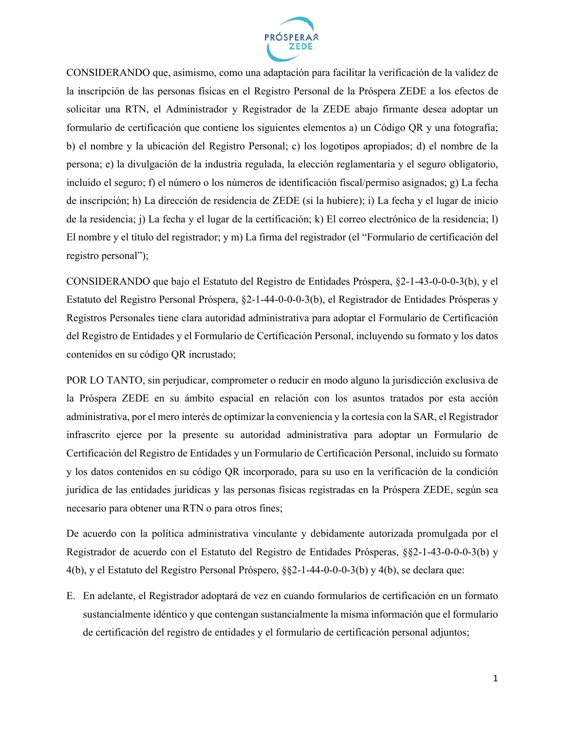CONSIDERANDO que, asimismo, como una adaptación para facilitar la verificación de la validez de la inscripción de las personas físicas en el Registro Personal de la Próspera ZEDE a los efectos de solicitar una RTN, el Administrador y Registrador de la ZEDE abajo firmante desea adoptar un formulario de certificación que contiene los siguientes elementos a) un Código QR y una fotografía; b) el nombre y la ubicación del Registro Personal; c) los logotipos apropiados; d) el nombre de la persona; e) la divulgación de la industria regulada, la elección reglamentaria y el seguro obligatorio, incluido el seguro; f) el número o los números de identificación fiscal/permiso asignados; g) La fecha de inscripción; h) La dirección de residencia de ZEDE (si la hubiere); i) La fecha y el lugar de inicio de la residencia; j) La fecha y el lugar de la certificación; k) El correo electrónico de la residencia; l) El nombre y el título del registrador; y m) La firma del registrador (el "Formulario de certificación del registro personal");

CONSIDERANDO que bajo el Estatuto del Registro de Entidades Próspera, §2-1-43-0-0-0-3(b), y el Estatuto del Registro Personal Próspera, §2-1-44-0-0-0-3(b), el Registrador de Entidades Prósperas y Registros Personales tiene clara autoridad administrativa para adoptar el Formulario de Certificación del Registro de Entidades y el Formulario de Certificación Personal, incluyendo su formato y los datos contenidos en su código QR incrustado;

POR LO TANTO, sin perjudicar, comprometer o reducir en modo alguno la jurisdicción exclusiva de la Próspera ZEDE en su ámbito espacial en relación con los asuntos tratados por esta acción administrativa, por el mero interés de optimizar la conveniencia y la cortesía con la SAR, el Registrador infrascrito ejerce por la presente su autoridad administrativa para adoptar un Formulario de Certificación del Registro de Entidades y un Formulario de Certificación Personal, incluido su formato y los datos contenidos en su código QR incorporado, para su uso en la verificación de la condición jurídica de las entidades jurídicas y las personas físicas registradas en la Próspera ZEDE, según sea necesario para obtener una RTN o para otros fines;

De acuerdo con la política administrativa vinculante y debidamente autorizada promulgada por el Registrador de acuerdo con el Estatuto del Registro de Entidades Prósperas, §§2-1-43-0-0-0-3(b) y 4(b), y el Estatuto del Registro Personal Próspero, §§2-1-44-0-0-0-3(b) y 4(b), se declara que:

E. En adelante, el Registrador adoptará de vez en cuando formularios de certificación en un formato sustancialmente idéntico y que contengan sustancialmente la misma información que el formulario de certificación del registro de entidades y el formulario de certificación personal adjuntos;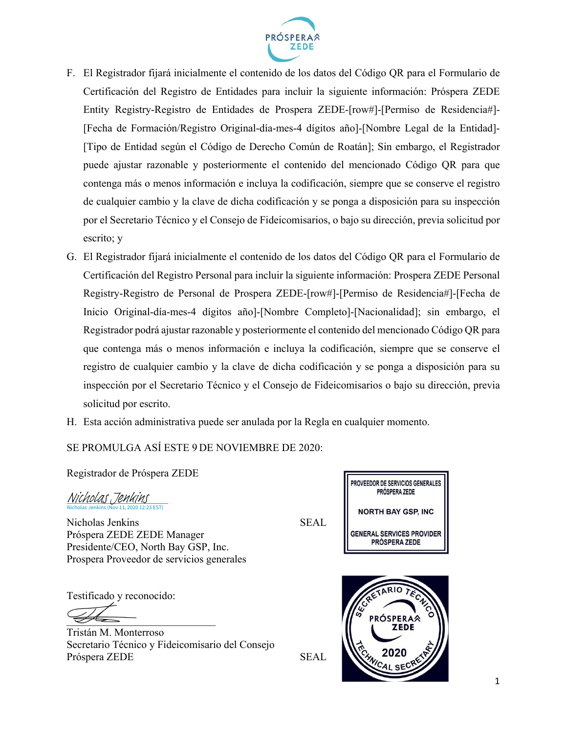F. El Registrador fijará inicialmente el contenido de los datos del Código QR para el Formulario de Certificación del Registro de Entidades para incluir la siguiente información: Próspera ZEDE Entity Registry-Registro de Entidades de Prospera ZEDE-[row#]-[Permiso de Residencia#]-[Fecha de Formación/Registro Original-día-mes-4 dígitos año]-[Nombre Legal de la Entidad]-[Tipo de Entidad según el Código de Derecho Común de Roatán]; Sin embargo, el Registrador puede ajustar razonable y posteriormente el contenido del mencionado Código QR para que contenga más o menos información e incluya la codificación, siempre que se conserve el registro de cualquier cambio y la clave de dicha codificación y se ponga a disposición para su inspección por el Secretario Técnico y el Consejo de Fideicomisarios, o bajo su dirección, previa solicitud por escrito; y

G. El Registrador fijará inicialmente el contenido de los datos del Código QR para el Formulario de Certificación del Registro Personal para incluir la siguiente información: Prospera ZEDE Personal Registry-Registro de Personal de Prospera ZEDE-[row#]-[Permiso de Residencia#]-[Fecha de Inicio Original-día-mes-4 dígitos año]-[Nombre Completo]-[Nacionalidad]; sin embargo, el Registrador podrá ajustar razonable y posteriormente el contenido del mencionado Código QR para que contenga más o menos información e incluya la codificación, siempre que se conserve el registro de cualquier cambio y la clave de dicha codificación y se ponga a disposición para su inspección por el Secretario Técnico y el Consejo de Fideicomisarios o bajo su dirección, previa solicitud por escrito.

H. Esta acción administrativa puede ser anulada por la Regla en cualquier momento.

SE PROMULGA ASÍ ESTE 9 DE NOVIEMBRE DE 2020:

Registrador de Próspera ZEDE

Nicholas Jenkins
Nicholas Jenkins (Nov 11, 2020 12:23 EST)

Nicholas Jenkins
Próspera ZEDE ZEDE Manager
Presidente/CEO, North Bay GSP, Inc.
Prospera Proveedor de servicios generales

SEAL

PROVEEDOR DE SERVICIOS GENERALES PRÓSPERA ZEDE
NORTH BAY GSP, INC
GENERAL SERVICES PROVIDER PRÓSPERA ZEDE

Testificado y reconocido:

Tristán M. Monterroso
Secretario Técnico y Fideicomisario del Consejo
Próspera ZEDE

SEAL

SECRETARIO TÉCNICO PRÓSPERA ZEDE 2020 TECHNICAL SECRETARY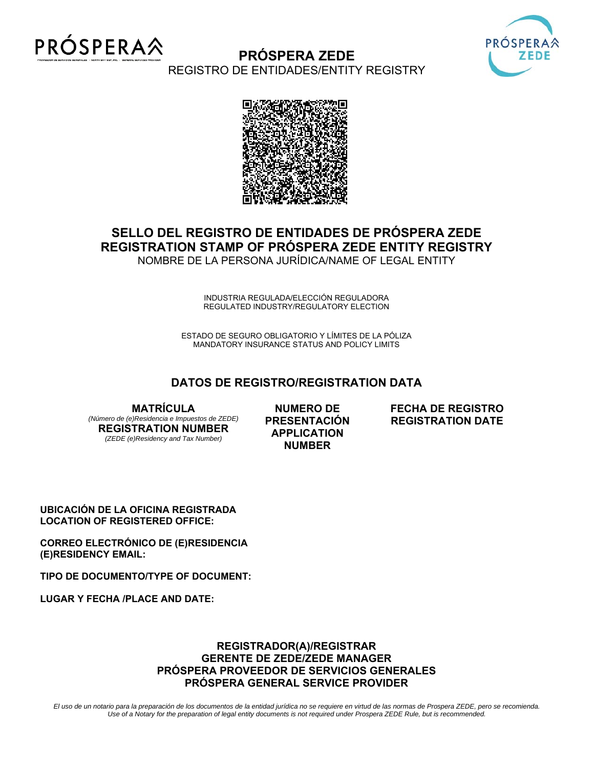# PRÓSPERA ZEDE

REGISTRO DE ENTIDADES/ENTITY REGISTRY

## SELLO DEL REGISTRO DE ENTIDADES DE PRÓSPERA ZEDE
## REGISTRATION STAMP OF PRÓSPERA ZEDE ENTITY REGISTRY

NOMBRE DE LA PERSONA JURÍDICA/NAME OF LEGAL ENTITY

INDUSTRIA REGULADA/ELECCIÓN REGULADORA
REGULATED INDUSTRY/REGULATORY ELECTION

ESTADO DE SEGURO OBLIGATORIO Y LÍMITES DE LA PÓLIZA
MANDATORY INSURANCE STATUS AND POLICY LIMITS

## DATOS DE REGISTRO/REGISTRATION DATA

| **MATRÍCULA** *(Número de (e)Residencia e Impuestos de ZEDE)* **REGISTRATION NUMBER** *(ZEDE (e)Residency and Tax Number)* | **NUMERO DE PRESENTACIÓN APPLICATION NUMBER** | **FECHA DE REGISTRO REGISTRATION DATE** |
|---|---|---|
| | | |

**UBICACIÓN DE LA OFICINA REGISTRADA**
**LOCATION OF REGISTERED OFFICE:**

**CORREO ELECTRÓNICO DE (E)RESIDENCIA**
**(E)RESIDENCY EMAIL:**

**TIPO DE DOCUMENTO/TYPE OF DOCUMENT:**

**LUGAR Y FECHA /PLACE AND DATE:**

**REGISTRADOR(A)/REGISTRAR**
**GERENTE DE ZEDE/ZEDE MANAGER**
**PRÓSPERA PROVEEDOR DE SERVICIOS GENERALES**
**PRÓSPERA GENERAL SERVICE PROVIDER**

*El uso de un notario para la preparación de los documentos de la entidad jurídica no se requiere en virtud de las normas de Prospera ZEDE, pero se recomienda.*
*Use of a Notary for the preparation of legal entity documents is not required under Prospera ZEDE Rule, but is recommended.*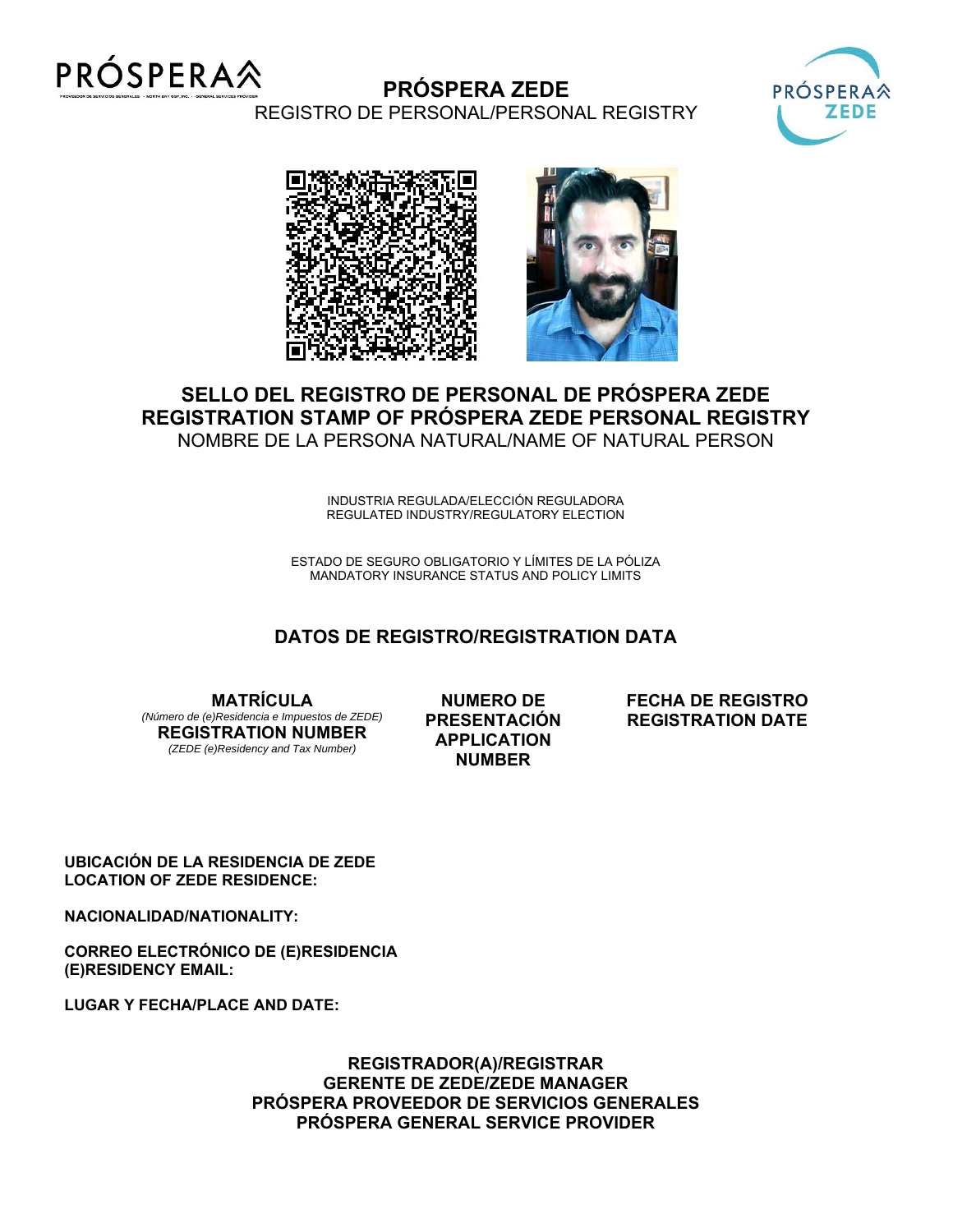# PRÓSPERA ZEDE

REGISTRO DE PERSONAL/PERSONAL REGISTRY

## SELLO DEL REGISTRO DE PERSONAL DE PRÓSPERA ZEDE
## REGISTRATION STAMP OF PRÓSPERA ZEDE PERSONAL REGISTRY

NOMBRE DE LA PERSONA NATURAL/NAME OF NATURAL PERSON

INDUSTRIA REGULADA/ELECCIÓN REGULADORA
REGULATED INDUSTRY/REGULATORY ELECTION

ESTADO DE SEGURO OBLIGATORIO Y LÍMITES DE LA PÓLIZA
MANDATORY INSURANCE STATUS AND POLICY LIMITS

## DATOS DE REGISTRO/REGISTRATION DATA

| **MATRÍCULA** *(Número de (e)Residencia e Impuestos de ZEDE)* **REGISTRATION NUMBER** *(ZEDE (e)Residency and Tax Number)* | **NUMERO DE PRESENTACIÓN APPLICATION NUMBER** | **FECHA DE REGISTRO REGISTRATION DATE** |
|---|---|---|
| | | |

**UBICACIÓN DE LA RESIDENCIA DE ZEDE**
**LOCATION OF ZEDE RESIDENCE:**

**NACIONALIDAD/NATIONALITY:**

**CORREO ELECTRÓNICO DE (E)RESIDENCIA**
**(E)RESIDENCY EMAIL:**

**LUGAR Y FECHA/PLACE AND DATE:**

**REGISTRADOR(A)/REGISTRAR**
**GERENTE DE ZEDE/ZEDE MANAGER**
**PRÓSPERA PROVEEDOR DE SERVICIOS GENERALES**
**PRÓSPERA GENERAL SERVICE PROVIDER**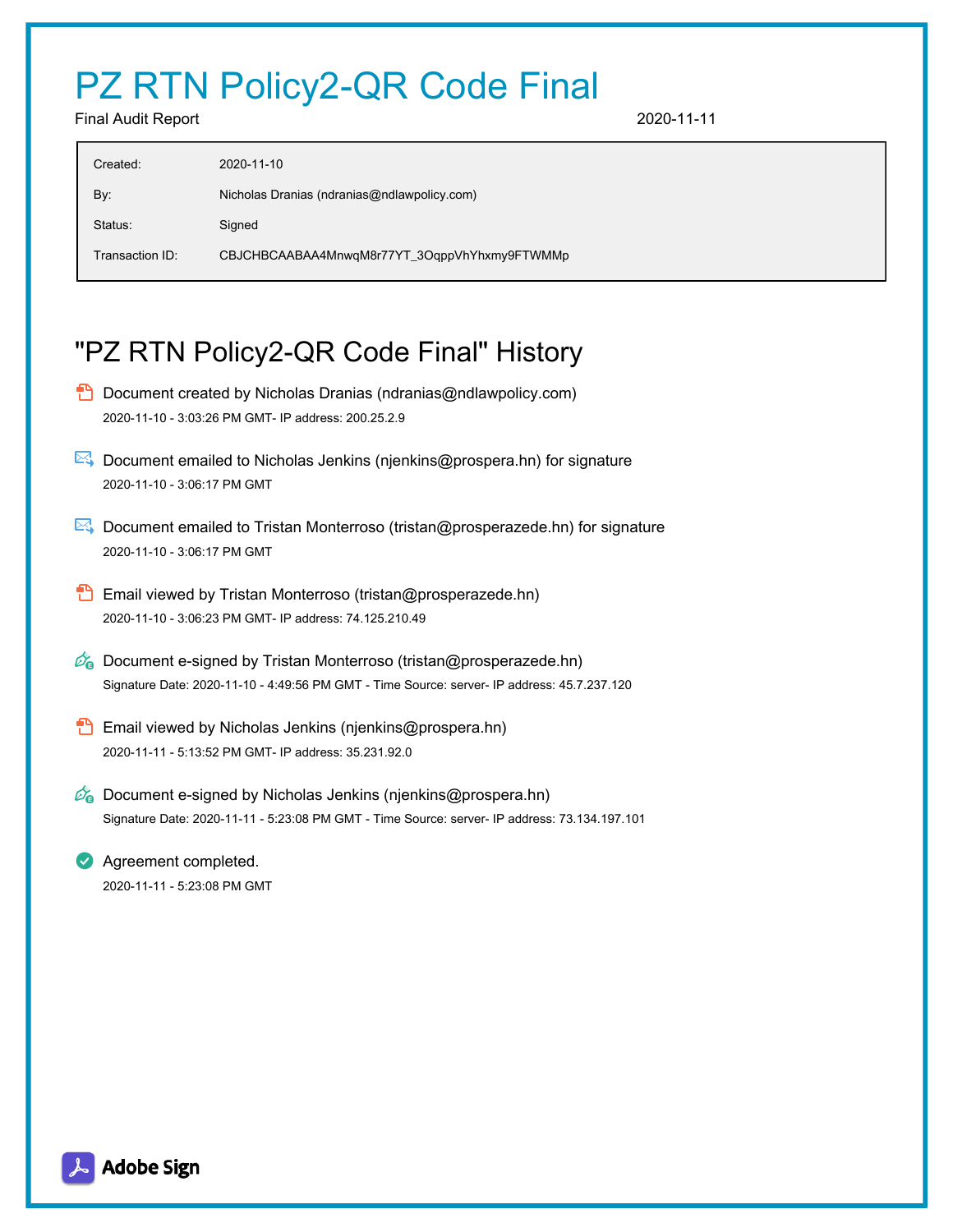# PZ RTN Policy2-QR Code Final

Final Audit Report 2020-11-11

| | |
|---|---|
| Created: | 2020-11-10 |
| By: | Nicholas Dranias (ndranias@ndlawpolicy.com) |
| Status: | Signed |
| Transaction ID: | CBJCHBCAABAA4MnwqM8r77YT_3OqppVhYhxmy9FTWMMp |

## "PZ RTN Policy2-QR Code Final" History

Document created by Nicholas Dranias (ndranias@ndlawpolicy.com)
2020-11-10 - 3:03:26 PM GMT- IP address: 200.25.2.9

Document emailed to Nicholas Jenkins (njenkins@prospera.hn) for signature
2020-11-10 - 3:06:17 PM GMT

Document emailed to Tristan Monterroso (tristan@prosperazede.hn) for signature
2020-11-10 - 3:06:17 PM GMT

Email viewed by Tristan Monterroso (tristan@prosperazede.hn)
2020-11-10 - 3:06:23 PM GMT- IP address: 74.125.210.49

Document e-signed by Tristan Monterroso (tristan@prosperazede.hn)
Signature Date: 2020-11-10 - 4:49:56 PM GMT - Time Source: server- IP address: 45.7.237.120

Email viewed by Nicholas Jenkins (njenkins@prospera.hn)
2020-11-11 - 5:13:52 PM GMT- IP address: 35.231.92.0

Document e-signed by Nicholas Jenkins (njenkins@prospera.hn)
Signature Date: 2020-11-11 - 5:23:08 PM GMT - Time Source: server- IP address: 73.134.197.101

Agreement completed.
2020-11-11 - 5:23:08 PM GMT

Adobe Sign